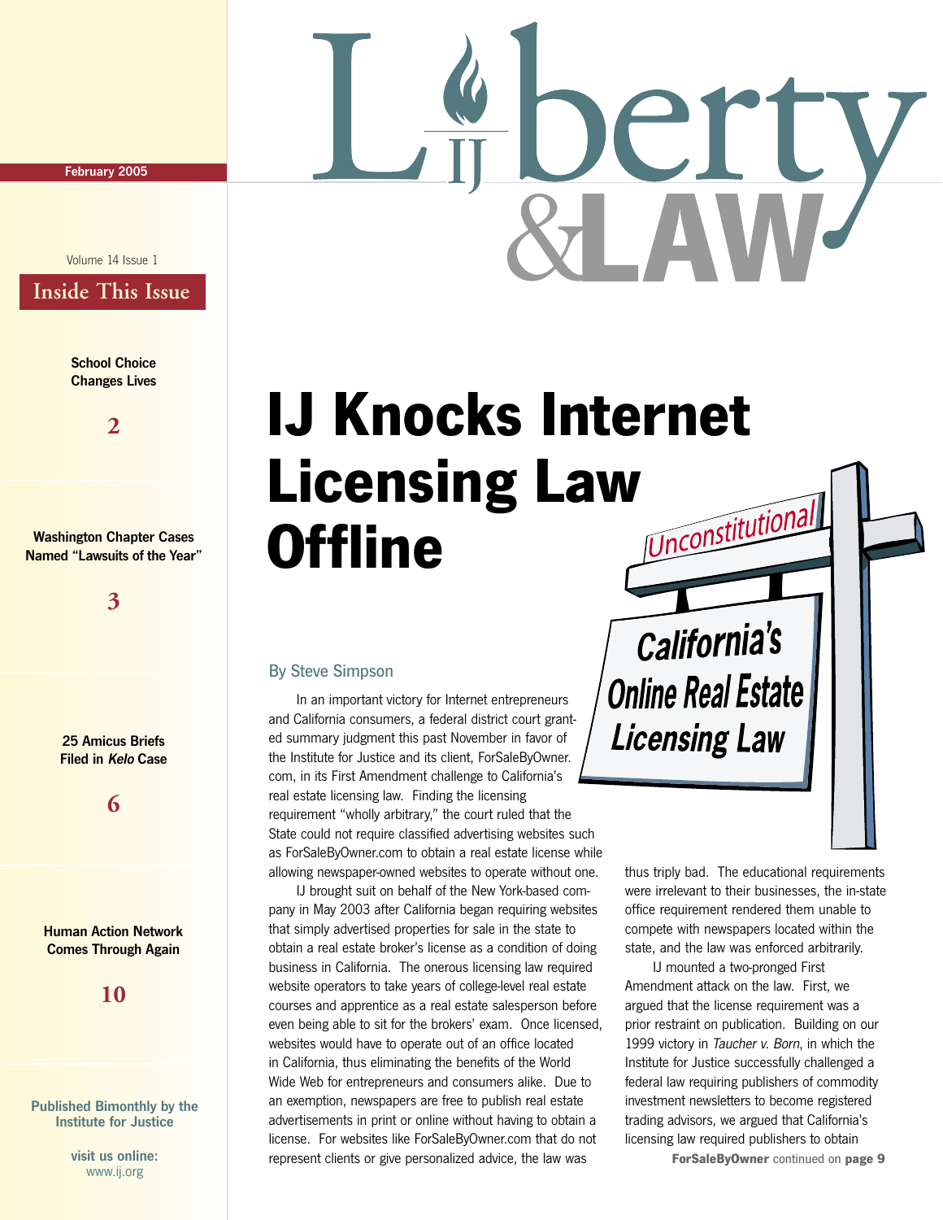# Liberty & Law

February 2005

Volume 14 Issue 1

## Inside This Issue

School Choice Changes Lives — 2

Washington Chapter Cases Named "Lawsuits of the Year" — 3

25 Amicus Briefs Filed in *Kelo* Case — 6

Human Action Network Comes Through Again — 10

Published Bimonthly by the Institute for Justice

visit us online: www.ij.org

# IJ Knocks Internet Licensing Law Offline

Unconstitutional

California's Online Real Estate Licensing Law

By Steve Simpson

In an important victory for Internet entrepreneurs and California consumers, a federal district court granted summary judgment this past November in favor of the Institute for Justice and its client, ForSaleByOwner.com, in its First Amendment challenge to California's real estate licensing law. Finding the licensing requirement "wholly arbitrary," the court ruled that the State could not require classified advertising websites such as ForSaleByOwner.com to obtain a real estate license while allowing newspaper-owned websites to operate without one.

IJ brought suit on behalf of the New York-based company in May 2003 after California began requiring websites that simply advertised properties for sale in the state to obtain a real estate broker's license as a condition of doing business in California. The onerous licensing law required website operators to take years of college-level real estate courses and apprentice as a real estate salesperson before even being able to sit for the brokers' exam. Once licensed, websites would have to operate out of an office located in California, thus eliminating the benefits of the World Wide Web for entrepreneurs and consumers alike. Due to an exemption, newspapers are free to publish real estate advertisements in print or online without having to obtain a license. For websites like ForSaleByOwner.com that do not represent clients or give personalized advice, the law was thus triply bad. The educational requirements were irrelevant to their businesses, the in-state office requirement rendered them unable to compete with newspapers located within the state, and the law was enforced arbitrarily.

IJ mounted a two-pronged First Amendment attack on the law. First, we argued that the license requirement was a prior restraint on publication. Building on our 1999 victory in *Taucher v. Born*, in which the Institute for Justice successfully challenged a federal law requiring publishers of commodity investment newsletters to become registered trading advisors, we argued that California's licensing law required publishers to obtain

**ForSaleByOwner** continued on **page 9**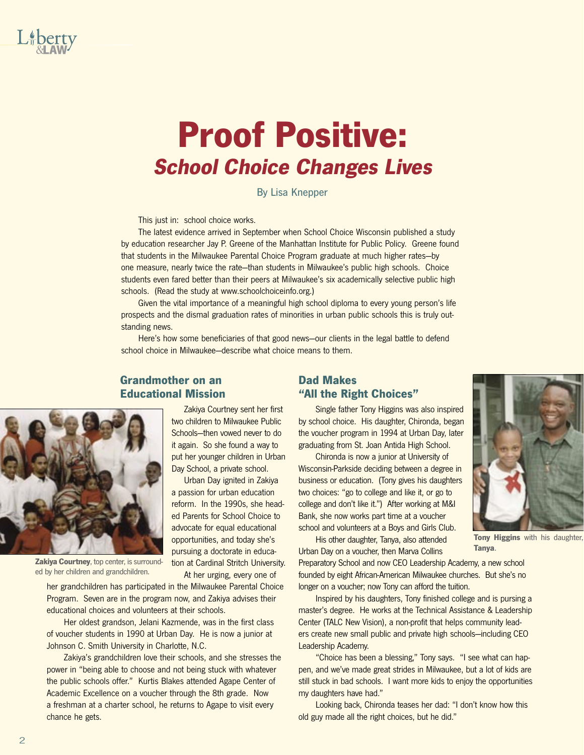# Proof Positive:
## *School Choice Changes Lives*

By Lisa Knepper

This just in: school choice works.

The latest evidence arrived in September when School Choice Wisconsin published a study by education researcher Jay P. Greene of the Manhattan Institute for Public Policy. Greene found that students in the Milwaukee Parental Choice Program graduate at much higher rates—by one measure, nearly twice the rate—than students in Milwaukee's public high schools. Choice students even fared better than their peers at Milwaukee's six academically selective public high schools. (Read the study at www.schoolchoiceinfo.org.)

Given the vital importance of a meaningful high school diploma to every young person's life prospects and the dismal graduation rates of minorities in urban public schools this is truly outstanding news.

Here's how some beneficiaries of that good news—our clients in the legal battle to defend school choice in Milwaukee—describe what choice means to them.

### Grandmother on an Educational Mission

Zakiya Courtney sent her first two children to Milwaukee Public Schools—then vowed never to do it again. So she found a way to put her younger children in Urban Day School, a private school.

Urban Day ignited in Zakiya a passion for urban education reform. In the 1990s, she headed Parents for School Choice to advocate for equal educational opportunities, and today she's pursuing a doctorate in education at Cardinal Stritch University.

At her urging, every one of her grandchildren has participated in the Milwaukee Parental Choice Program. Seven are in the program now, and Zakiya advises their educational choices and volunteers at their schools.

Her oldest grandson, Jelani Kazmende, was in the first class of voucher students in 1990 at Urban Day. He is now a junior at Johnson C. Smith University in Charlotte, N.C.

Zakiya's grandchildren love their schools, and she stresses the power in "being able to choose and not being stuck with whatever the public schools offer." Kurtis Blakes attended Agape Center of Academic Excellence on a voucher through the 8th grade. Now a freshman at a charter school, he returns to Agape to visit every chance he gets.

**Zakiya Courtney**, top center, is surrounded by her children and grandchildren.

### Dad Makes "All the Right Choices"

Single father Tony Higgins was also inspired by school choice. His daughter, Chironda, began the voucher program in 1994 at Urban Day, later graduating from St. Joan Antida High School.

Chironda is now a junior at University of Wisconsin-Parkside deciding between a degree in business or education. (Tony gives his daughters two choices: "go to college and like it, or go to college and don't like it.") After working at M&I Bank, she now works part time at a voucher school and volunteers at a Boys and Girls Club.

His other daughter, Tanya, also attended Urban Day on a voucher, then Marva Collins Preparatory School and now CEO Leadership Academy, a new school founded by eight African-American Milwaukee churches. But she's no longer on a voucher; now Tony can afford the tuition.

Inspired by his daughters, Tony finished college and is pursuing a master's degree. He works at the Technical Assistance & Leadership Center (TALC New Vision), a non-profit that helps community leaders create new small public and private high schools—including CEO Leadership Academy.

"Choice has been a blessing," Tony says. "I see what can happen, and we've made great strides in Milwaukee, but a lot of kids are still stuck in bad schools. I want more kids to enjoy the opportunities my daughters have had."

Looking back, Chironda teases her dad: "I don't know how this old guy made all the right choices, but he did."

**Tony Higgins** with his daughter, **Tanya**.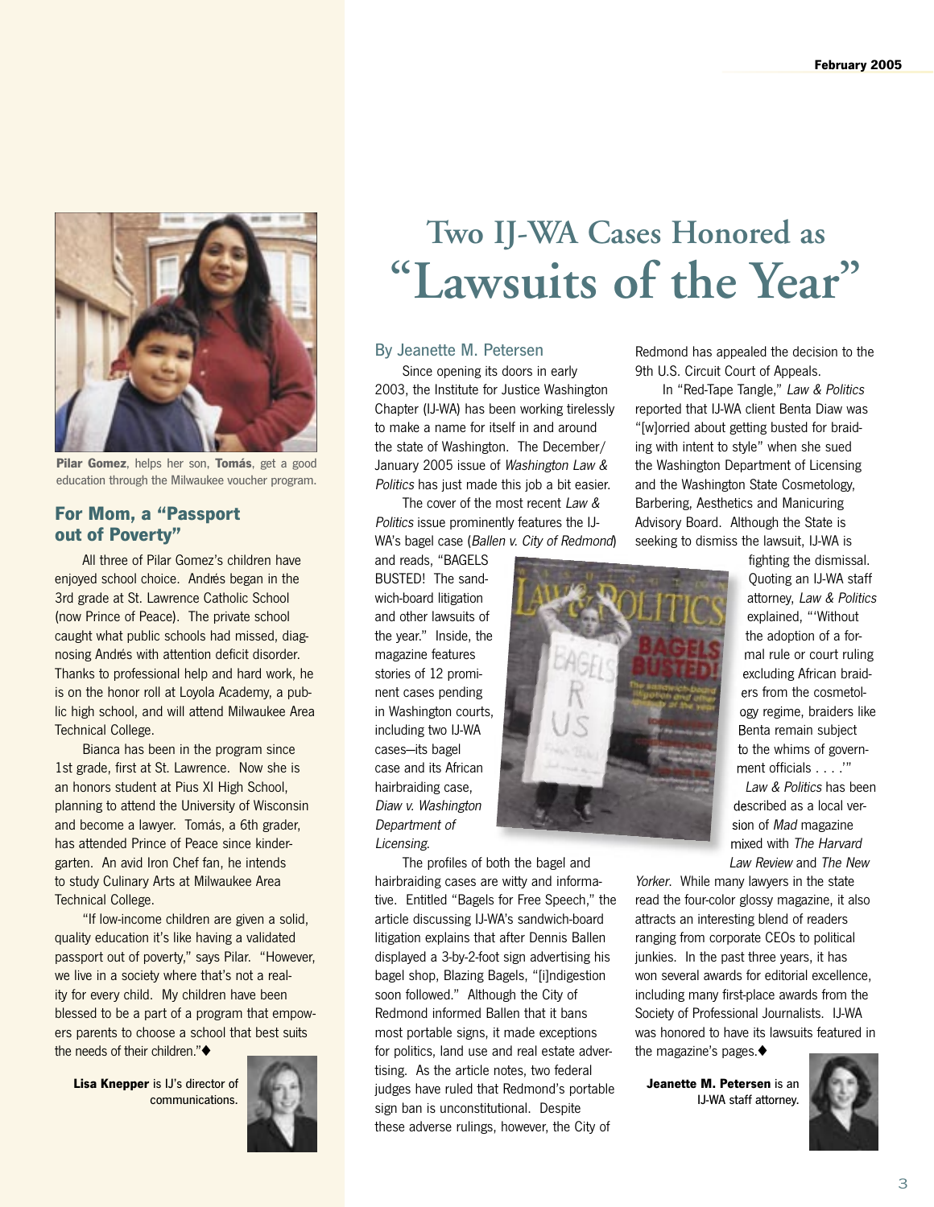Pilar Gomez, helps her son, Tomás, get a good education through the Milwaukee voucher program.

## For Mom, a "Passport out of Poverty"

All three of Pilar Gomez's children have enjoyed school choice. Andrés began in the 3rd grade at St. Lawrence Catholic School (now Prince of Peace). The private school caught what public schools had missed, diagnosing Andrés with attention deficit disorder. Thanks to professional help and hard work, he is on the honor roll at Loyola Academy, a public high school, and will attend Milwaukee Area Technical College.

Bianca has been in the program since 1st grade, first at St. Lawrence. Now she is an honors student at Pius XI High School, planning to attend the University of Wisconsin and become a lawyer. Tomás, a 6th grader, has attended Prince of Peace since kindergarten. An avid Iron Chef fan, he intends to study Culinary Arts at Milwaukee Area Technical College.

"If low-income children are given a solid, quality education it's like having a validated passport out of poverty," says Pilar. "However, we live in a society where that's not a reality for every child. My children have been blessed to be a part of a program that empowers parents to choose a school that best suits the needs of their children."♦

**Lisa Knepper** is IJ's director of communications.

# Two IJ-WA Cases Honored as "Lawsuits of the Year"

By Jeanette M. Petersen

Since opening its doors in early 2003, the Institute for Justice Washington Chapter (IJ-WA) has been working tirelessly to make a name for itself in and around the state of Washington. The December/January 2005 issue of *Washington Law & Politics* has just made this job a bit easier.

The cover of the most recent *Law & Politics* issue prominently features the IJ-WA's bagel case (*Ballen v. City of Redmond*) and reads, "BAGELS BUSTED! The sandwich-board litigation and other lawsuits of the year." Inside, the magazine features stories of 12 prominent cases pending in Washington courts, including two IJ-WA cases—its bagel case and its African hairbraiding case, *Diaw v. Washington Department of Licensing.*

The profiles of both the bagel and hairbraiding cases are witty and informative. Entitled "Bagels for Free Speech," the article discussing IJ-WA's sandwich-board litigation explains that after Dennis Ballen displayed a 3-by-2-foot sign advertising his bagel shop, Blazing Bagels, "[i]ndigestion soon followed." Although the City of Redmond informed Ballen that it bans most portable signs, it made exceptions for politics, land use and real estate advertising. As the article notes, two federal judges have ruled that Redmond's portable sign ban is unconstitutional. Despite these adverse rulings, however, the City of Redmond has appealed the decision to the 9th U.S. Circuit Court of Appeals.

In "Red-Tape Tangle," *Law & Politics* reported that IJ-WA client Benta Diaw was "[w]orried about getting busted for braiding with intent to style" when she sued the Washington Department of Licensing and the Washington State Cosmetology, Barbering, Aesthetics and Manicuring Advisory Board. Although the State is seeking to dismiss the lawsuit, IJ-WA is fighting the dismissal. Quoting an IJ-WA staff attorney, *Law & Politics* explained, "'Without the adoption of a formal rule or court ruling excluding African braiders from the cosmetology regime, braiders like Benta remain subject to the whims of government officials . . . .'"

*Law & Politics* has been described as a local version of *Mad* magazine mixed with *The Harvard Law Review* and *The New Yorker*. While many lawyers in the state read the four-color glossy magazine, it also attracts an interesting blend of readers ranging from corporate CEOs to political junkies. In the past three years, it has won several awards for editorial excellence, including many first-place awards from the Society of Professional Journalists. IJ-WA was honored to have its lawsuits featured in the magazine's pages.♦

**Jeanette M. Petersen** is an IJ-WA staff attorney.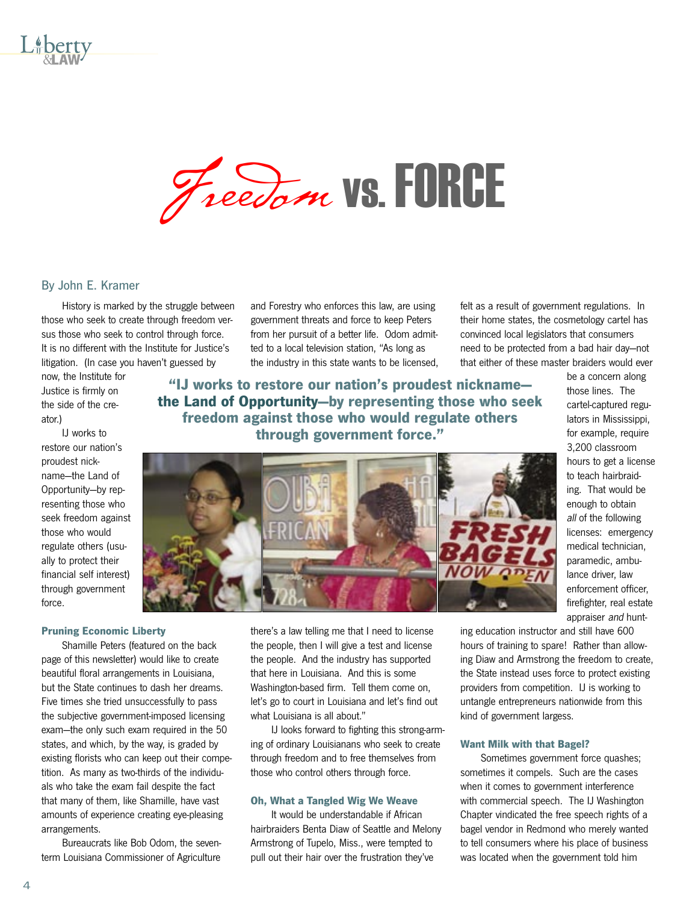# *Freedom* vs. FORCE

By John E. Kramer

History is marked by the struggle between those who seek to create through freedom versus those who seek to control through force. It is no different with the Institute for Justice's litigation. (In case you haven't guessed by now, the Institute for Justice is firmly on the side of the creator.)

IJ works to restore our nation's proudest nickname—the Land of Opportunity—by representing those who seek freedom against those who would regulate others (usually to protect their financial self interest) through government force.

**"IJ works to restore our nation's proudest nickname—the Land of Opportunity—by representing those who seek freedom against those who would regulate others through government force."**

### Pruning Economic Liberty

Shamille Peters (featured on the back page of this newsletter) would like to create beautiful floral arrangements in Louisiana, but the State continues to dash her dreams. Five times she tried unsuccessfully to pass the subjective government-imposed licensing exam—the only such exam required in the 50 states, and which, by the way, is graded by existing florists who can keep out their competition. As many as two-thirds of the individuals who take the exam fail despite the fact that many of them, like Shamille, have vast amounts of experience creating eye-pleasing arrangements.

Bureaucrats like Bob Odom, the seven-term Louisiana Commissioner of Agriculture and Forestry who enforces this law, are using government threats and force to keep Peters from her pursuit of a better life. Odom admitted to a local television station, "As long as the industry in this state wants to be licensed, there's a law telling me that I need to license the people, then I will give a test and license the people. And the industry has supported that here in Louisiana. And this is some Washington-based firm. Tell them come on, let's go to court in Louisiana and let's find out what Louisiana is all about."

IJ looks forward to fighting this strong-arming of ordinary Louisianans who seek to create through freedom and to free themselves from those who control others through force.

### Oh, What a Tangled Wig We Weave

It would be understandable if African hairbraiders Benta Diaw of Seattle and Melony Armstrong of Tupelo, Miss., were tempted to pull out their hair over the frustration they've felt as a result of government regulations. In their home states, the cosmetology cartel has convinced local legislators that consumers need to be protected from a bad hair day—not that either of these master braiders would ever be a concern along those lines. The cartel-captured regulators in Mississippi, for example, require 3,200 classroom hours to get a license to teach hairbraiding. That would be enough to obtain *all* of the following licenses: emergency medical technician, paramedic, ambulance driver, law enforcement officer, firefighter, real estate appraiser *and* hunting education instructor and still have 600 hours of training to spare! Rather than allowing Diaw and Armstrong the freedom to create, the State instead uses force to protect existing providers from competition. IJ is working to untangle entrepreneurs nationwide from this kind of government largess.

### Want Milk with that Bagel?

Sometimes government force quashes; sometimes it compels. Such are the cases when it comes to government interference with commercial speech. The IJ Washington Chapter vindicated the free speech rights of a bagel vendor in Redmond who merely wanted to tell consumers where his place of business was located when the government told him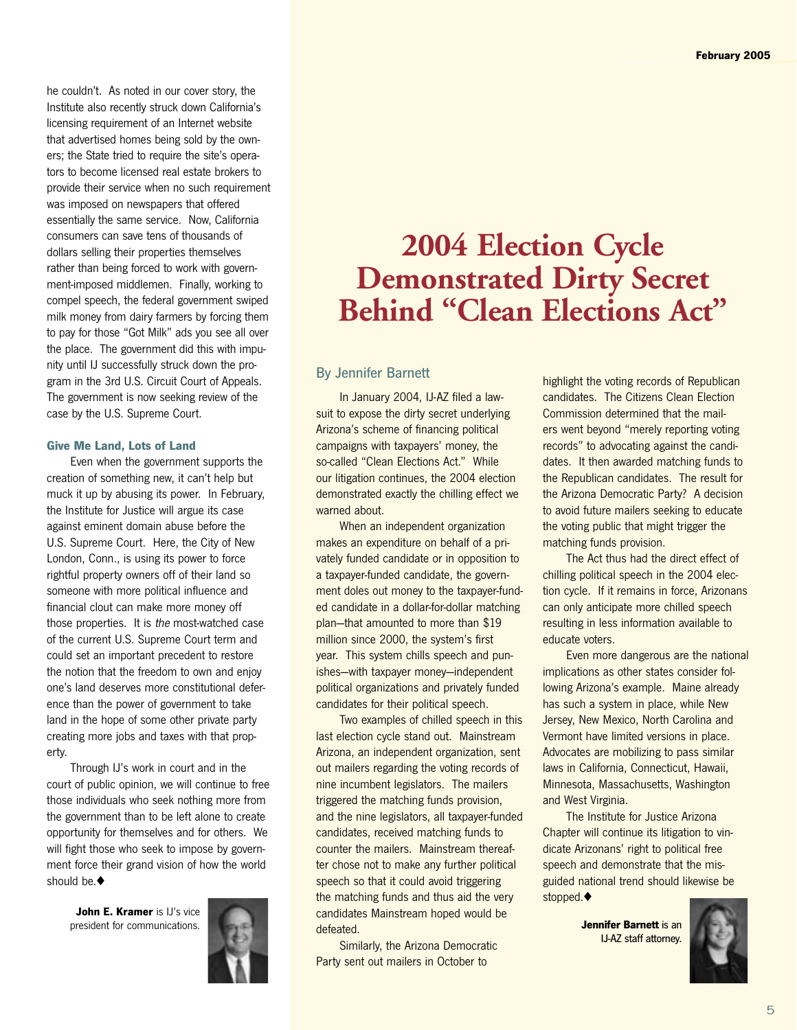he couldn't. As noted in our cover story, the Institute also recently struck down California's licensing requirement of an Internet website that advertised homes being sold by the owners; the State tried to require the site's operators to become licensed real estate brokers to provide their service when no such requirement was imposed on newspapers that offered essentially the same service. Now, California consumers can save tens of thousands of dollars selling their properties themselves rather than being forced to work with government-imposed middlemen. Finally, working to compel speech, the federal government swiped milk money from dairy farmers by forcing them to pay for those "Got Milk" ads you see all over the place. The government did this with impunity until IJ successfully struck down the program in the 3rd U.S. Circuit Court of Appeals. The government is now seeking review of the case by the U.S. Supreme Court.

### Give Me Land, Lots of Land

Even when the government supports the creation of something new, it can't help but muck it up by abusing its power. In February, the Institute for Justice will argue its case against eminent domain abuse before the U.S. Supreme Court. Here, the City of New London, Conn., is using its power to force rightful property owners off of their land so someone with more political influence and financial clout can make more money off those properties. It is *the* most-watched case of the current U.S. Supreme Court term and could set an important precedent to restore the notion that the freedom to own and enjoy one's land deserves more constitutional deference than the power of government to take land in the hope of some other private party creating more jobs and taxes with that property.

Through IJ's work in court and in the court of public opinion, we will continue to free those individuals who seek nothing more from the government than to be left alone to create opportunity for themselves and for others. We will fight those who seek to impose by government force their grand vision of how the world should be.♦

**John E. Kramer** is IJ's vice president for communications.

# 2004 Election Cycle Demonstrated Dirty Secret Behind "Clean Elections Act"

By Jennifer Barnett

In January 2004, IJ-AZ filed a lawsuit to expose the dirty secret underlying Arizona's scheme of financing political campaigns with taxpayers' money, the so-called "Clean Elections Act." While our litigation continues, the 2004 election demonstrated exactly the chilling effect we warned about.

When an independent organization makes an expenditure on behalf of a privately funded candidate or in opposition to a taxpayer-funded candidate, the government doles out money to the taxpayer-funded candidate in a dollar-for-dollar matching plan—that amounted to more than $19 million since 2000, the system's first year. This system chills speech and punishes—with taxpayer money—independent political organizations and privately funded candidates for their political speech.

Two examples of chilled speech in this last election cycle stand out. Mainstream Arizona, an independent organization, sent out mailers regarding the voting records of nine incumbent legislators. The mailers triggered the matching funds provision, and the nine legislators, all taxpayer-funded candidates, received matching funds to counter the mailers. Mainstream thereafter chose not to make any further political speech so that it could avoid triggering the matching funds and thus aid the very candidates Mainstream hoped would be defeated.

Similarly, the Arizona Democratic Party sent out mailers in October to highlight the voting records of Republican candidates. The Citizens Clean Election Commission determined that the mailers went beyond "merely reporting voting records" to advocating against the candidates. It then awarded matching funds to the Republican candidates. The result for the Arizona Democratic Party? A decision to avoid future mailers seeking to educate the voting public that might trigger the matching funds provision.

The Act thus had the direct effect of chilling political speech in the 2004 election cycle. If it remains in force, Arizonans can only anticipate more chilled speech resulting in less information available to educate voters.

Even more dangerous are the national implications as other states consider following Arizona's example. Maine already has such a system in place, while New Jersey, New Mexico, North Carolina and Vermont have limited versions in place. Advocates are mobilizing to pass similar laws in California, Connecticut, Hawaii, Minnesota, Massachusetts, Washington and West Virginia.

The Institute for Justice Arizona Chapter will continue its litigation to vindicate Arizonans' right to political free speech and demonstrate that the misguided national trend should likewise be stopped.♦

**Jennifer Barnett** is an IJ-AZ staff attorney.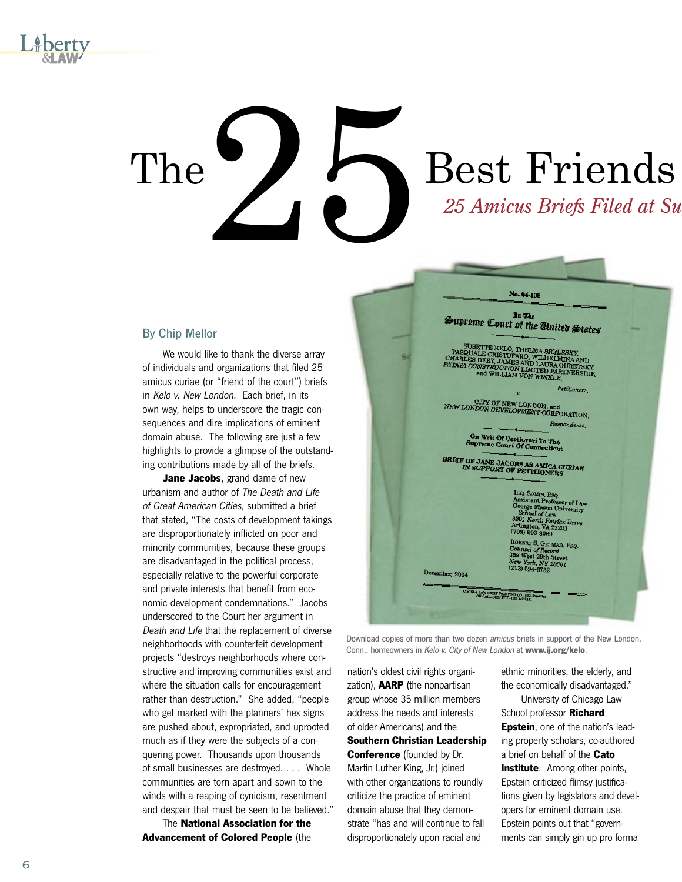# The 25 Best Friends

*25 Amicus Briefs Filed at Su*

By Chip Mellor

We would like to thank the diverse array of individuals and organizations that filed 25 amicus curiae (or "friend of the court") briefs in *Kelo v. New London.* Each brief, in its own way, helps to underscore the tragic consequences and dire implications of eminent domain abuse. The following are just a few highlights to provide a glimpse of the outstanding contributions made by all of the briefs.

**Jane Jacobs**, grand dame of new urbanism and author of *The Death and Life of Great American Cities,* submitted a brief that stated, "The costs of development takings are disproportionately inflicted on poor and minority communities, because these groups are disadvantaged in the political process, especially relative to the powerful corporate and private interests that benefit from economic development condemnations." Jacobs underscored to the Court her argument in *Death and Life* that the replacement of diverse neighborhoods with counterfeit development projects "destroys neighborhoods where constructive and improving communities exist and where the situation calls for encouragement rather than destruction." She added, "people who get marked with the planners' hex signs are pushed about, expropriated, and uprooted much as if they were the subjects of a conquering power. Thousands upon thousands of small businesses are destroyed. . . . Whole communities are torn apart and sown to the winds with a reaping of cynicism, resentment and despair that must be seen to be believed."

The **National Association for the Advancement of Colored People** (the nation's oldest civil rights organization), **AARP** (the nonpartisan group whose 35 million members address the needs and interests of older Americans) and the **Southern Christian Leadership Conference** (founded by Dr. Martin Luther King, Jr.) joined with other organizations to roundly criticize the practice of eminent domain abuse that they demonstrate "has and will continue to fall disproportionately upon racial and ethnic minorities, the elderly, and the economically disadvantaged."

University of Chicago Law School professor **Richard Epstein**, one of the nation's leading property scholars, co-authored a brief on behalf of the **Cato Institute**. Among other points, Epstein criticized flimsy justifications given by legislators and developers for eminent domain use. Epstein points out that "governments can simply gin up pro forma

Download copies of more than two dozen *amicus* briefs in support of the New London, Conn., homeowners in *Kelo v. City of New London* at **www.ij.org/kelo**.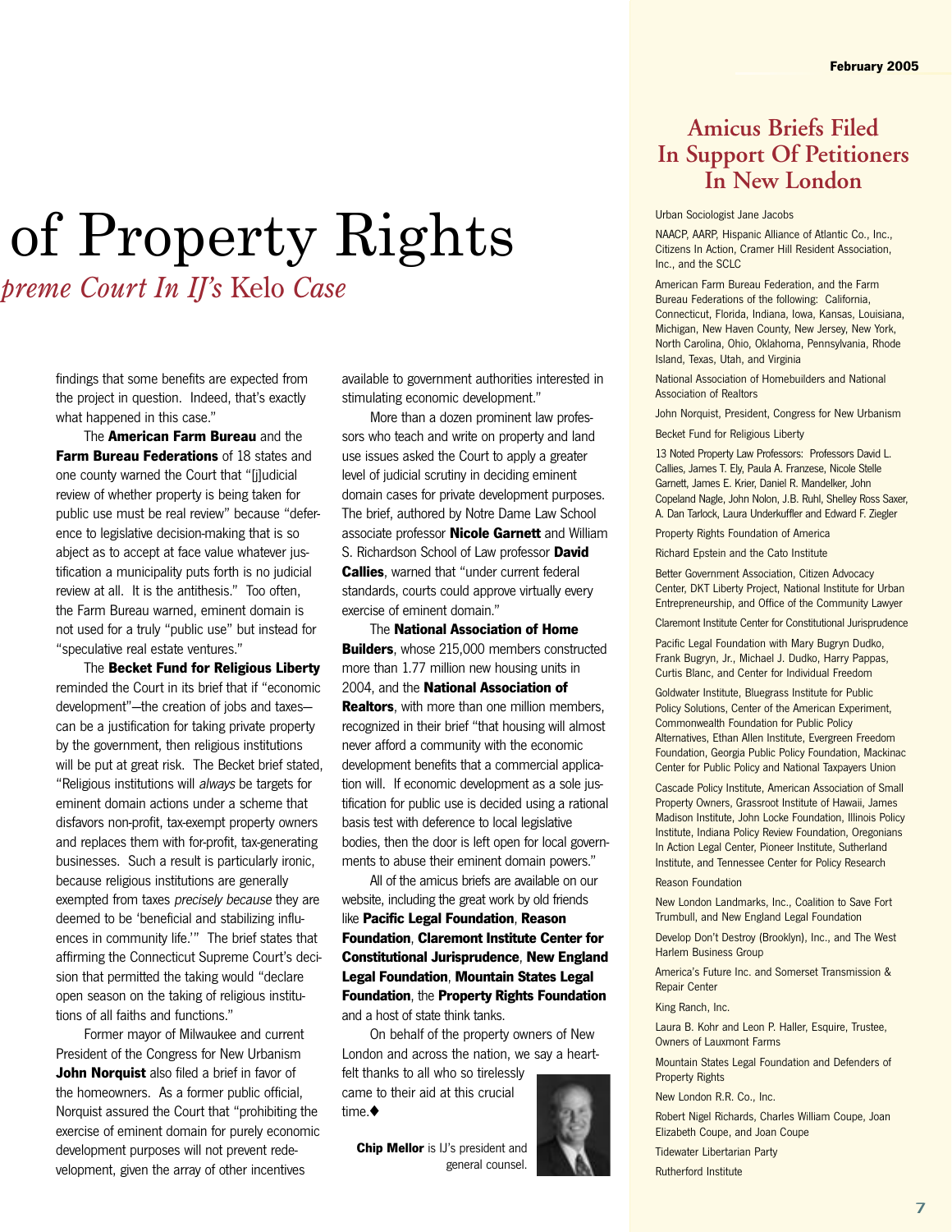# of Property Rights

## *preme Court In IJ's* Kelo *Case*

findings that some benefits are expected from the project in question. Indeed, that's exactly what happened in this case."

The **American Farm Bureau** and the **Farm Bureau Federations** of 18 states and one county warned the Court that "[j]udicial review of whether property is being taken for public use must be real review" because "deference to legislative decision-making that is so abject as to accept at face value whatever justification a municipality puts forth is no judicial review at all. It is the antithesis." Too often, the Farm Bureau warned, eminent domain is not used for a truly "public use" but instead for "speculative real estate ventures."

The **Becket Fund for Religious Liberty** reminded the Court in its brief that if "economic development"—the creation of jobs and taxes—can be a justification for taking private property by the government, then religious institutions will be put at great risk. The Becket brief stated, "Religious institutions will *always* be targets for eminent domain actions under a scheme that disfavors non-profit, tax-exempt property owners and replaces them with for-profit, tax-generating businesses. Such a result is particularly ironic, because religious institutions are generally exempted from taxes *precisely because* they are deemed to be 'beneficial and stabilizing influences in community life.'" The brief states that affirming the Connecticut Supreme Court's decision that permitted the taking would "declare open season on the taking of religious institutions of all faiths and functions."

Former mayor of Milwaukee and current President of the Congress for New Urbanism **John Norquist** also filed a brief in favor of the homeowners. As a former public official, Norquist assured the Court that "prohibiting the exercise of eminent domain for purely economic development purposes will not prevent redevelopment, given the array of other incentives available to government authorities interested in stimulating economic development."

More than a dozen prominent law professors who teach and write on property and land use issues asked the Court to apply a greater level of judicial scrutiny in deciding eminent domain cases for private development purposes. The brief, authored by Notre Dame Law School associate professor **Nicole Garnett** and William S. Richardson School of Law professor **David Callies**, warned that "under current federal standards, courts could approve virtually every exercise of eminent domain."

The **National Association of Home Builders**, whose 215,000 members constructed more than 1.77 million new housing units in 2004, and the **National Association of Realtors**, with more than one million members, recognized in their brief "that housing will almost never afford a community with the economic development benefits that a commercial application will. If economic development as a sole justification for public use is decided using a rational basis test with deference to local legislative bodies, then the door is left open for local governments to abuse their eminent domain powers."

All of the amicus briefs are available on our website, including the great work by old friends like **Pacific Legal Foundation**, **Reason Foundation**, **Claremont Institute Center for Constitutional Jurisprudence**, **New England Legal Foundation**, **Mountain States Legal Foundation**, the **Property Rights Foundation** and a host of state think tanks.

On behalf of the property owners of New London and across the nation, we say a heartfelt thanks to all who so tirelessly came to their aid at this crucial time.◆

**Chip Mellor** is IJ's president and general counsel.

## Amicus Briefs Filed In Support Of Petitioners In New London

Urban Sociologist Jane Jacobs

NAACP, AARP, Hispanic Alliance of Atlantic Co., Inc., Citizens In Action, Cramer Hill Resident Association, Inc., and the SCLC

American Farm Bureau Federation, and the Farm Bureau Federations of the following: California, Connecticut, Florida, Indiana, Iowa, Kansas, Louisiana, Michigan, New Haven County, New Jersey, New York, North Carolina, Ohio, Oklahoma, Pennsylvania, Rhode Island, Texas, Utah, and Virginia

National Association of Homebuilders and National Association of Realtors

John Norquist, President, Congress for New Urbanism

Becket Fund for Religious Liberty

13 Noted Property Law Professors: Professors David L. Callies, James T. Ely, Paula A. Franzese, Nicole Stelle Garnett, James E. Krier, Daniel R. Mandelker, John Copeland Nagle, John Nolon, J.B. Ruhl, Shelley Ross Saxer, A. Dan Tarlock, Laura Underkuffler and Edward F. Ziegler

Property Rights Foundation of America

Richard Epstein and the Cato Institute

Better Government Association, Citizen Advocacy Center, DKT Liberty Project, National Institute for Urban Entrepreneurship, and Office of the Community Lawyer

Claremont Institute Center for Constitutional Jurisprudence

Pacific Legal Foundation with Mary Bugryn Dudko, Frank Bugryn, Jr., Michael J. Dudko, Harry Pappas, Curtis Blanc, and Center for Individual Freedom

Goldwater Institute, Bluegrass Institute for Public Policy Solutions, Center of the American Experiment, Commonwealth Foundation for Public Policy Alternatives, Ethan Allen Institute, Evergreen Freedom Foundation, Georgia Public Policy Foundation, Mackinac Center for Public Policy and National Taxpayers Union

Cascade Policy Institute, American Association of Small Property Owners, Grassroot Institute of Hawaii, James Madison Institute, John Locke Foundation, Illinois Policy Institute, Indiana Policy Review Foundation, Oregonians In Action Legal Center, Pioneer Institute, Sutherland Institute, and Tennessee Center for Policy Research

Reason Foundation

New London Landmarks, Inc., Coalition to Save Fort Trumbull, and New England Legal Foundation

Develop Don't Destroy (Brooklyn), Inc., and The West Harlem Business Group

America's Future Inc. and Somerset Transmission & Repair Center

King Ranch, Inc.

Laura B. Kohr and Leon P. Haller, Esquire, Trustee, Owners of Lauxmont Farms

Mountain States Legal Foundation and Defenders of Property Rights

New London R.R. Co., Inc.

Robert Nigel Richards, Charles William Coupe, Joan Elizabeth Coupe, and Joan Coupe

Tidewater Libertarian Party

Rutherford Institute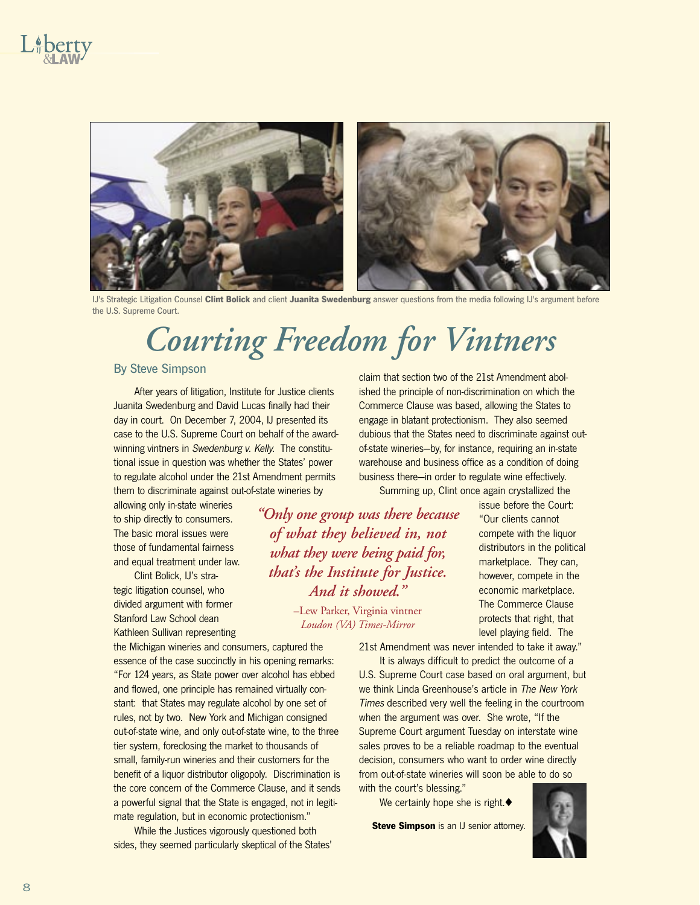IJ's Strategic Litigation Counsel **Clint Bolick** and client **Juanita Swedenburg** answer questions from the media following IJ's argument before the U.S. Supreme Court.

# Courting Freedom for Vintners

By Steve Simpson

After years of litigation, Institute for Justice clients Juanita Swedenburg and David Lucas finally had their day in court. On December 7, 2004, IJ presented its case to the U.S. Supreme Court on behalf of the award-winning vintners in *Swedenburg v. Kelly.* The constitutional issue in question was whether the States' power to regulate alcohol under the 21st Amendment permits them to discriminate against out-of-state wineries by allowing only in-state wineries to ship directly to consumers. The basic moral issues were those of fundamental fairness and equal treatment under law.

Clint Bolick, IJ's strategic litigation counsel, who divided argument with former Stanford Law School dean Kathleen Sullivan representing the Michigan wineries and consumers, captured the essence of the case succinctly in his opening remarks: "For 124 years, as State power over alcohol has ebbed and flowed, one principle has remained virtually constant: that States may regulate alcohol by one set of rules, not by two. New York and Michigan consigned out-of-state wine, and only out-of-state wine, to the three tier system, foreclosing the market to thousands of small, family-run wineries and their customers for the benefit of a liquor distributor oligopoly. Discrimination is the core concern of the Commerce Clause, and it sends a powerful signal that the State is engaged, not in legitimate regulation, but in economic protectionism."

While the Justices vigorously questioned both sides, they seemed particularly skeptical of the States' claim that section two of the 21st Amendment abolished the principle of non-discrimination on which the Commerce Clause was based, allowing the States to engage in blatant protectionism. They also seemed dubious that the States need to discriminate against out-of-state wineries—by, for instance, requiring an in-state warehouse and business office as a condition of doing business there—in order to regulate wine effectively.

Summing up, Clint once again crystallized the issue before the Court: "Our clients cannot compete with the liquor distributors in the political marketplace. They can, however, compete in the economic marketplace. The Commerce Clause protects that right, that level playing field. The 21st Amendment was never intended to take it away."

> *"Only one group was there because of what they believed in, not what they were being paid for, that's the Institute for Justice. And it showed."*
>
> –Lew Parker, Virginia vintner
> *Loudon (VA) Times-Mirror*

It is always difficult to predict the outcome of a U.S. Supreme Court case based on oral argument, but we think Linda Greenhouse's article in *The New York Times* described very well the feeling in the courtroom when the argument was over. She wrote, "If the Supreme Court argument Tuesday on interstate wine sales proves to be a reliable roadmap to the eventual decision, consumers who want to order wine directly from out-of-state wineries will soon be able to do so with the court's blessing."

We certainly hope she is right.◆

**Steve Simpson** is an IJ senior attorney.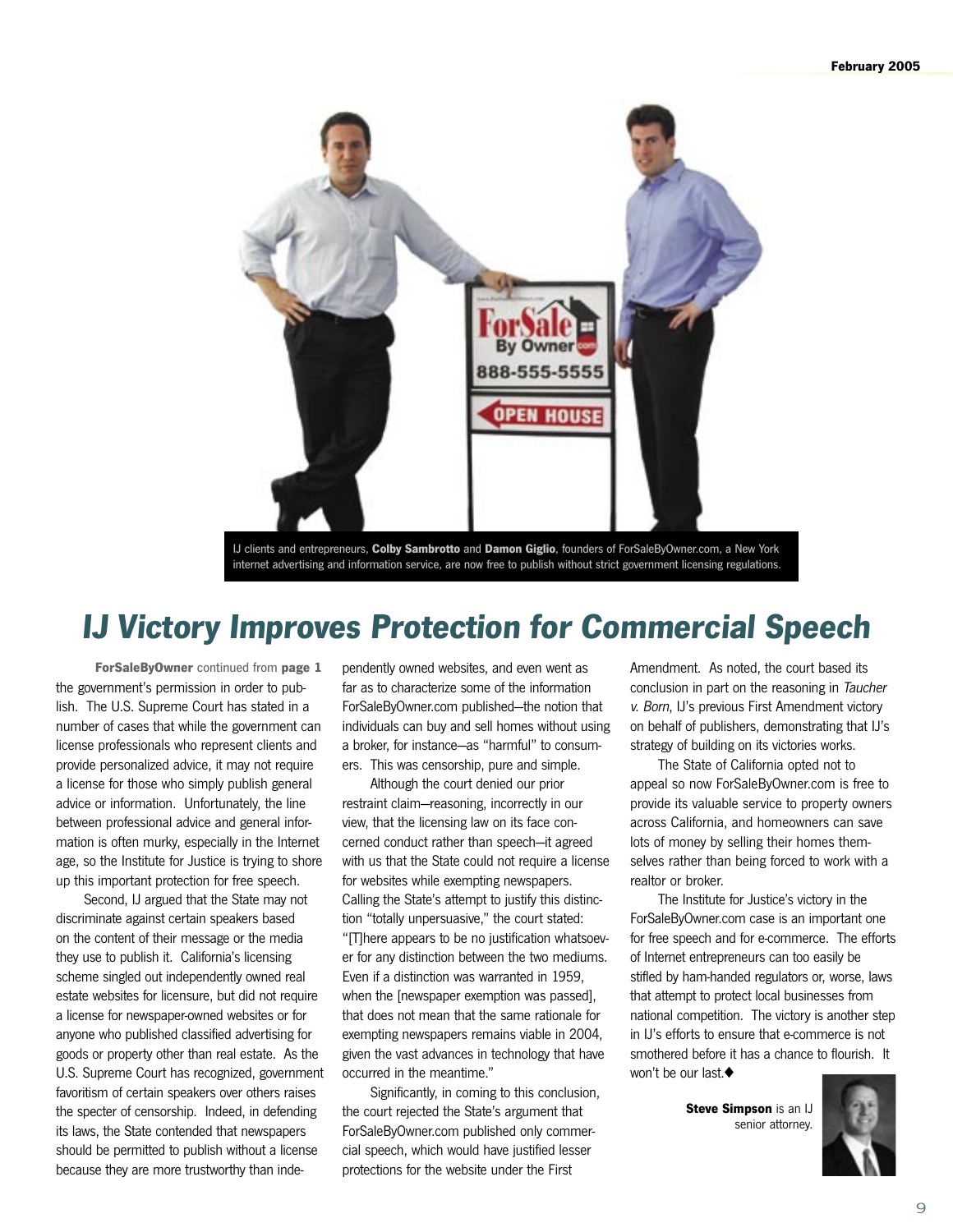IJ clients and entrepreneurs, **Colby Sambrotto** and **Damon Giglio**, founders of ForSaleByOwner.com, a New York internet advertising and information service, are now free to publish without strict government licensing regulations.

# IJ Victory Improves Protection for Commercial Speech

**ForSaleByOwner** continued from **page 1**

the government's permission in order to publish. The U.S. Supreme Court has stated in a number of cases that while the government can license professionals who represent clients and provide personalized advice, it may not require a license for those who simply publish general advice or information. Unfortunately, the line between professional advice and general information is often murky, especially in the Internet age, so the Institute for Justice is trying to shore up this important protection for free speech.

Second, IJ argued that the State may not discriminate against certain speakers based on the content of their message or the media they use to publish it. California's licensing scheme singled out independently owned real estate websites for licensure, but did not require a license for newspaper-owned websites or for anyone who published classified advertising for goods or property other than real estate. As the U.S. Supreme Court has recognized, government favoritism of certain speakers over others raises the specter of censorship. Indeed, in defending its laws, the State contended that newspapers should be permitted to publish without a license because they are more trustworthy than independently owned websites, and even went as far as to characterize some of the information ForSaleByOwner.com published—the notion that individuals can buy and sell homes without using a broker, for instance—as "harmful" to consumers. This was censorship, pure and simple.

Although the court denied our prior restraint claim—reasoning, incorrectly in our view, that the licensing law on its face concerned conduct rather than speech—it agreed with us that the State could not require a license for websites while exempting newspapers. Calling the State's attempt to justify this distinction "totally unpersuasive," the court stated: "[T]here appears to be no justification whatsoever for any distinction between the two mediums. Even if a distinction was warranted in 1959, when the [newspaper exemption was passed], that does not mean that the same rationale for exempting newspapers remains viable in 2004, given the vast advances in technology that have occurred in the meantime."

Significantly, in coming to this conclusion, the court rejected the State's argument that ForSaleByOwner.com published only commercial speech, which would have justified lesser protections for the website under the First Amendment. As noted, the court based its conclusion in part on the reasoning in *Taucher v. Born*, IJ's previous First Amendment victory on behalf of publishers, demonstrating that IJ's strategy of building on its victories works.

The State of California opted not to appeal so now ForSaleByOwner.com is free to provide its valuable service to property owners across California, and homeowners can save lots of money by selling their homes themselves rather than being forced to work with a realtor or broker.

The Institute for Justice's victory in the ForSaleByOwner.com case is an important one for free speech and for e-commerce. The efforts of Internet entrepreneurs can too easily be stifled by ham-handed regulators or, worse, laws that attempt to protect local businesses from national competition. The victory is another step in IJ's efforts to ensure that e-commerce is not smothered before it has a chance to flourish. It won't be our last.♦

**Steve Simpson** is an IJ senior attorney.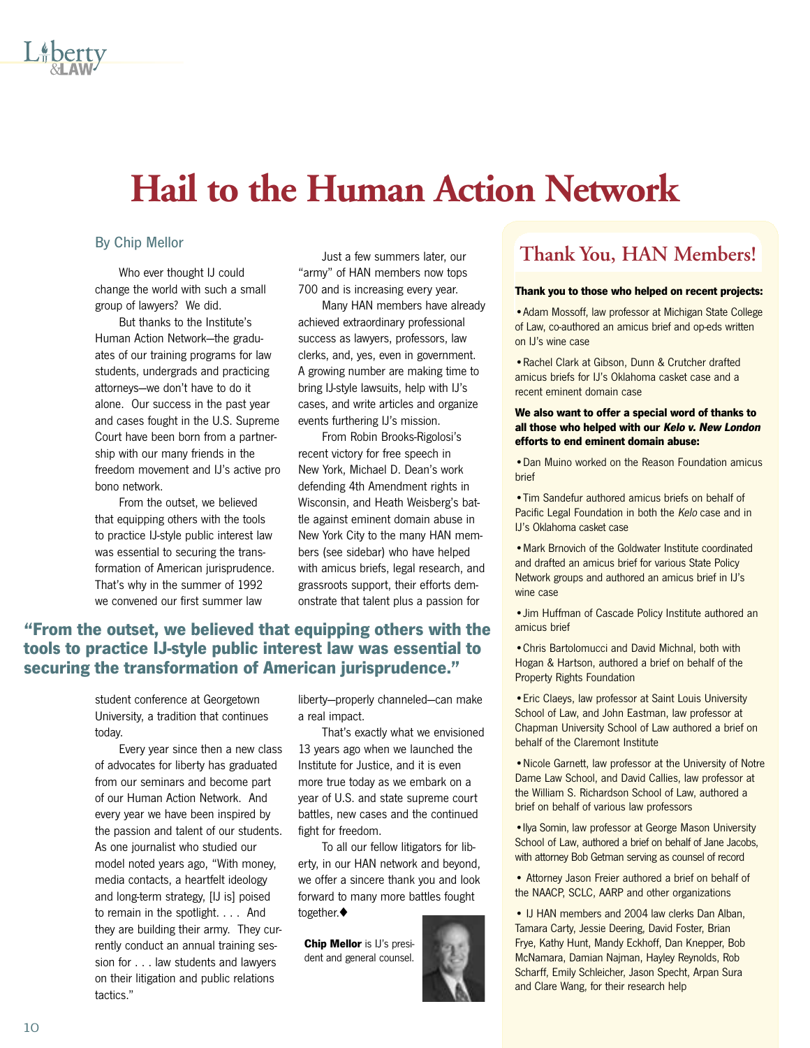# Hail to the Human Action Network

By Chip Mellor

Who ever thought IJ could change the world with such a small group of lawyers? We did.

But thanks to the Institute's Human Action Network—the graduates of our training programs for law students, undergrads and practicing attorneys—we don't have to do it alone. Our success in the past year and cases fought in the U.S. Supreme Court have been born from a partnership with our many friends in the freedom movement and IJ's active pro bono network.

From the outset, we believed that equipping others with the tools to practice IJ-style public interest law was essential to securing the transformation of American jurisprudence. That's why in the summer of 1992 we convened our first summer law student conference at Georgetown University, a tradition that continues today.

Every year since then a new class of advocates for liberty has graduated from our seminars and become part of our Human Action Network. And every year we have been inspired by the passion and talent of our students. As one journalist who studied our model noted years ago, "With money, media contacts, a heartfelt ideology and long-term strategy, [IJ is] poised to remain in the spotlight. . . . And they are building their army. They currently conduct an annual training session for . . . law students and lawyers on their litigation and public relations tactics."

Just a few summers later, our "army" of HAN members now tops 700 and is increasing every year.

Many HAN members have already achieved extraordinary professional success as lawyers, professors, law clerks, and, yes, even in government. A growing number are making time to bring IJ-style lawsuits, help with IJ's cases, and write articles and organize events furthering IJ's mission.

From Robin Brooks-Rigolosi's recent victory for free speech in New York, Michael D. Dean's work defending 4th Amendment rights in Wisconsin, and Heath Weisberg's battle against eminent domain abuse in New York City to the many HAN members (see sidebar) who have helped with amicus briefs, legal research, and grassroots support, their efforts demonstrate that talent plus a passion for liberty—properly channeled—can make a real impact.

That's exactly what we envisioned 13 years ago when we launched the Institute for Justice, and it is even more true today as we embark on a year of U.S. and state supreme court battles, new cases and the continued fight for freedom.

To all our fellow litigators for liberty, in our HAN network and beyond, we offer a sincere thank you and look forward to many more battles fought together.♦

**"From the outset, we believed that equipping others with the tools to practice IJ-style public interest law was essential to securing the transformation of American jurisprudence."**

**Chip Mellor** is IJ's president and general counsel.

## Thank You, HAN Members!

**Thank you to those who helped on recent projects:**

- Adam Mossoff, law professor at Michigan State College of Law, co-authored an amicus brief and op-eds written on IJ's wine case
- Rachel Clark at Gibson, Dunn & Crutcher drafted amicus briefs for IJ's Oklahoma casket case and a recent eminent domain case

**We also want to offer a special word of thanks to all those who helped with our *Kelo v. New London* efforts to end eminent domain abuse:**

- Dan Muino worked on the Reason Foundation amicus brief
- Tim Sandefur authored amicus briefs on behalf of Pacific Legal Foundation in both the *Kelo* case and in IJ's Oklahoma casket case
- Mark Brnovich of the Goldwater Institute coordinated and drafted an amicus brief for various State Policy Network groups and authored an amicus brief in IJ's wine case
- Jim Huffman of Cascade Policy Institute authored an amicus brief
- Chris Bartolomucci and David Michnal, both with Hogan & Hartson, authored a brief on behalf of the Property Rights Foundation
- Eric Claeys, law professor at Saint Louis University School of Law, and John Eastman, law professor at Chapman University School of Law authored a brief on behalf of the Claremont Institute
- Nicole Garnett, law professor at the University of Notre Dame Law School, and David Callies, law professor at the William S. Richardson School of Law, authored a brief on behalf of various law professors
- Ilya Somin, law professor at George Mason University School of Law, authored a brief on behalf of Jane Jacobs, with attorney Bob Getman serving as counsel of record
- Attorney Jason Freier authored a brief on behalf of the NAACP, SCLC, AARP and other organizations
- IJ HAN members and 2004 law clerks Dan Alban, Tamara Carty, Jessie Deering, David Foster, Brian Frye, Kathy Hunt, Mandy Eckhoff, Dan Knepper, Bob McNamara, Damian Najman, Hayley Reynolds, Rob Scharff, Emily Schleicher, Jason Specht, Arpan Sura and Clare Wang, for their research help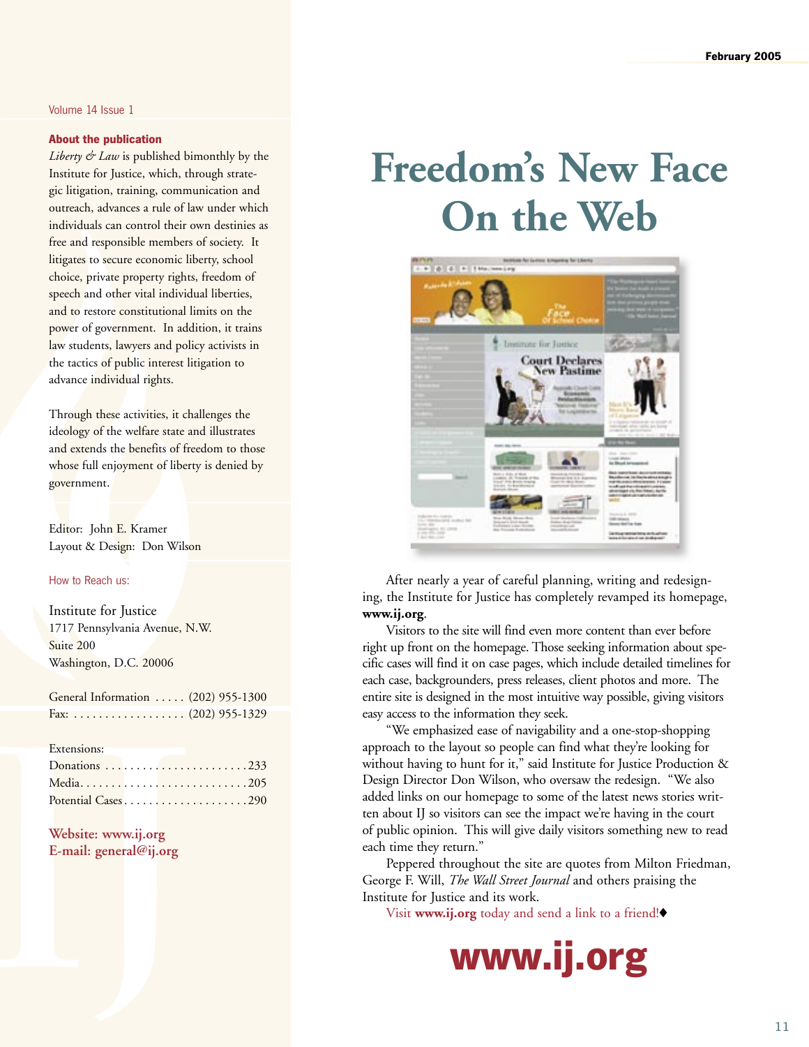Volume 14 Issue 1

**About the publication**

*Liberty & Law* is published bimonthly by the Institute for Justice, which, through strategic litigation, training, communication and outreach, advances a rule of law under which individuals can control their own destinies as free and responsible members of society. It litigates to secure economic liberty, school choice, private property rights, freedom of speech and other vital individual liberties, and to restore constitutional limits on the power of government. In addition, it trains law students, lawyers and policy activists in the tactics of public interest litigation to advance individual rights.

Through these activities, it challenges the ideology of the welfare state and illustrates and extends the benefits of freedom to those whose full enjoyment of liberty is denied by government.

Editor: John E. Kramer
Layout & Design: Don Wilson

How to Reach us:

Institute for Justice
1717 Pennsylvania Avenue, N.W.
Suite 200
Washington, D.C. 20006

General Information ..... (202) 955-1300
Fax: .................. (202) 955-1329

Extensions:
Donations ........................233
Media.............................205
Potential Cases....................290

**Website: www.ij.org**
**E-mail: general@ij.org**

# Freedom's New Face On the Web

After nearly a year of careful planning, writing and redesigning, the Institute for Justice has completely revamped its homepage, **www.ij.org**.

Visitors to the site will find even more content than ever before right up front on the homepage. Those seeking information about specific cases will find it on case pages, which include detailed timelines for each case, backgrounders, press releases, client photos and more. The entire site is designed in the most intuitive way possible, giving visitors easy access to the information they seek.

"We emphasized ease of navigability and a one-stop-shopping approach to the layout so people can find what they're looking for without having to hunt for it," said Institute for Justice Production & Design Director Don Wilson, who oversaw the redesign. "We also added links on our homepage to some of the latest news stories written about IJ so visitors can see the impact we're having in the court of public opinion. This will give daily visitors something new to read each time they return."

Peppered throughout the site are quotes from Milton Friedman, George F. Will, *The Wall Street Journal* and others praising the Institute for Justice and its work.

Visit **www.ij.org** today and send a link to a friend!♦

**www.ij.org**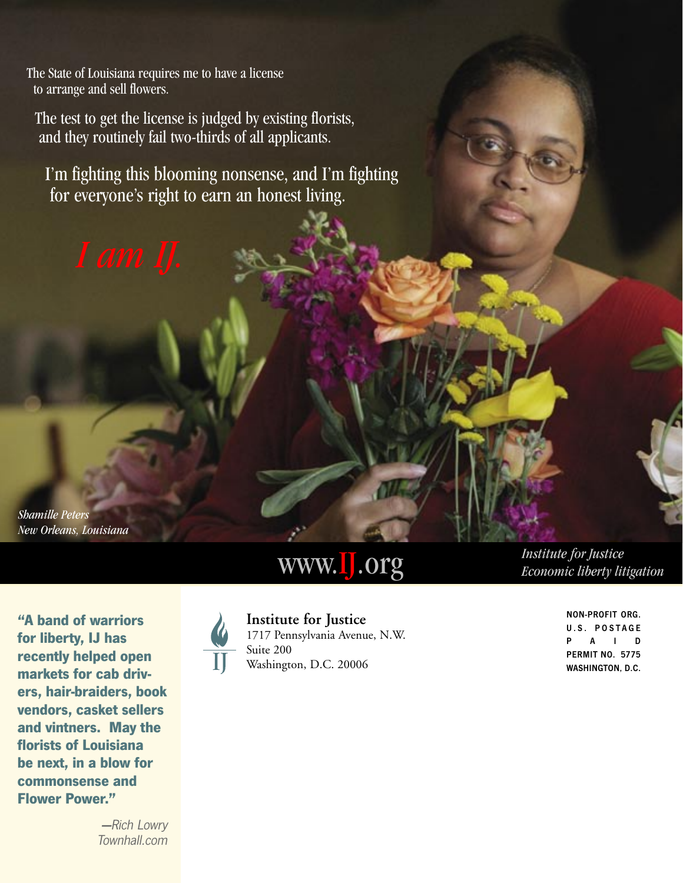The State of Louisiana requires me to have a license to arrange and sell flowers.

The test to get the license is judged by existing florists, and they routinely fail two-thirds of all applicants.

I'm fighting this blooming nonsense, and I'm fighting for everyone's right to earn an honest living.

*I am IJ.*

*Shamille Peters*
*New Orleans, Louisiana*

www.IJ.org

*Institute for Justice*
*Economic liberty litigation*

**"A band of warriors for liberty, IJ has recently helped open markets for cab drivers, hair-braiders, book vendors, casket sellers and vintners. May the florists of Louisiana be next, in a blow for commonsense and Flower Power."**

*—Rich Lowry*
*Townhall.com*

**Institute for Justice**
1717 Pennsylvania Avenue, N.W.
Suite 200
Washington, D.C. 20006

NON-PROFIT ORG.
U.S. POSTAGE
PAID
PERMIT NO. 5775
WASHINGTON, D.C.